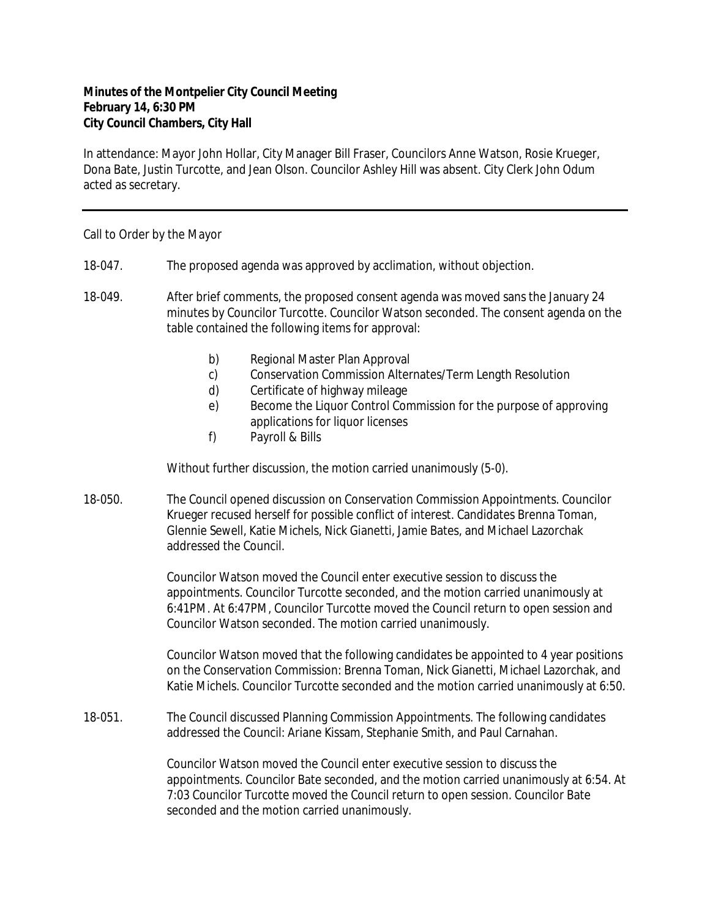**Minutes of the Montpelier City Council Meeting**
**February 14, 6:30 PM**
**City Council Chambers, City Hall**

In attendance: Mayor John Hollar, City Manager Bill Fraser, Councilors Anne Watson, Rosie Krueger, Dona Bate, Justin Turcotte, and Jean Olson. Councilor Ashley Hill was absent. City Clerk John Odum acted as secretary.

---

Call to Order by the Mayor

18-047. The proposed agenda was approved by acclimation, without objection.

18-049. After brief comments, the proposed consent agenda was moved sans the January 24 minutes by Councilor Turcotte. Councilor Watson seconded. The consent agenda on the table contained the following items for approval:

- b) Regional Master Plan Approval
- c) Conservation Commission Alternates/Term Length Resolution
- d) Certificate of highway mileage
- e) Become the Liquor Control Commission for the purpose of approving applications for liquor licenses
- f) Payroll & Bills

Without further discussion, the motion carried unanimously (5-0).

18-050. The Council opened discussion on Conservation Commission Appointments. Councilor Krueger recused herself for possible conflict of interest. Candidates Brenna Toman, Glennie Sewell, Katie Michels, Nick Gianetti, Jamie Bates, and Michael Lazorchak addressed the Council.

Councilor Watson moved the Council enter executive session to discuss the appointments. Councilor Turcotte seconded, and the motion carried unanimously at 6:41PM. At 6:47PM, Councilor Turcotte moved the Council return to open session and Councilor Watson seconded. The motion carried unanimously.

Councilor Watson moved that the following candidates be appointed to 4 year positions on the Conservation Commission: Brenna Toman, Nick Gianetti, Michael Lazorchak, and Katie Michels. Councilor Turcotte seconded and the motion carried unanimously at 6:50.

18-051. The Council discussed Planning Commission Appointments. The following candidates addressed the Council: Ariane Kissam, Stephanie Smith, and Paul Carnahan.

Councilor Watson moved the Council enter executive session to discuss the appointments. Councilor Bate seconded, and the motion carried unanimously at 6:54. At 7:03 Councilor Turcotte moved the Council return to open session. Councilor Bate seconded and the motion carried unanimously.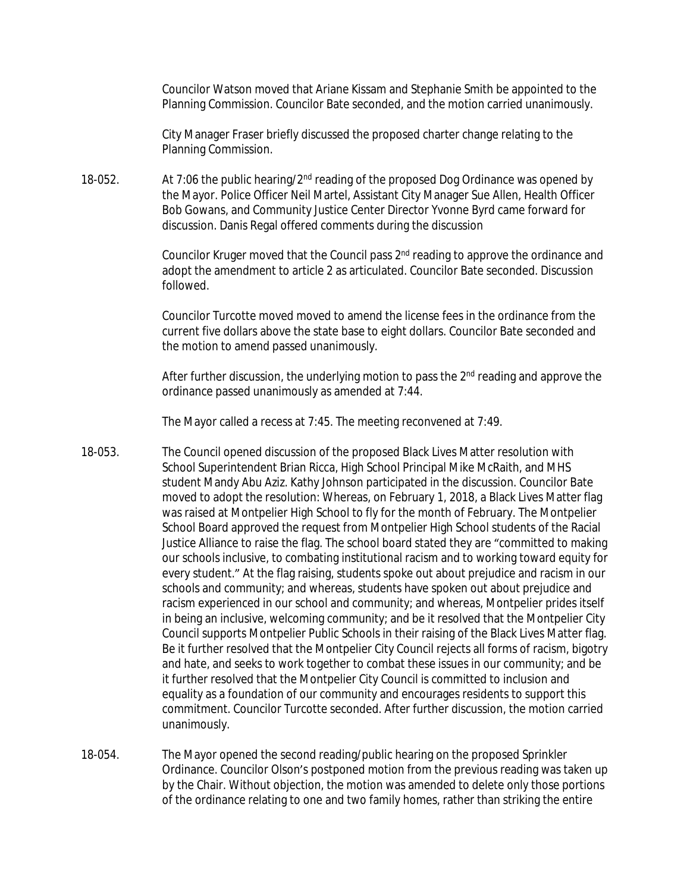Councilor Watson moved that Ariane Kissam and Stephanie Smith be appointed to the Planning Commission. Councilor Bate seconded, and the motion carried unanimously.

City Manager Fraser briefly discussed the proposed charter change relating to the Planning Commission.

18-052. At 7:06 the public hearing/2nd reading of the proposed Dog Ordinance was opened by the Mayor. Police Officer Neil Martel, Assistant City Manager Sue Allen, Health Officer Bob Gowans, and Community Justice Center Director Yvonne Byrd came forward for discussion. Danis Regal offered comments during the discussion

Councilor Kruger moved that the Council pass 2nd reading to approve the ordinance and adopt the amendment to article 2 as articulated. Councilor Bate seconded. Discussion followed.

Councilor Turcotte moved moved to amend the license fees in the ordinance from the current five dollars above the state base to eight dollars. Councilor Bate seconded and the motion to amend passed unanimously.

After further discussion, the underlying motion to pass the 2nd reading and approve the ordinance passed unanimously as amended at 7:44.

The Mayor called a recess at 7:45. The meeting reconvened at 7:49.

18-053. The Council opened discussion of the proposed Black Lives Matter resolution with School Superintendent Brian Ricca, High School Principal Mike McRaith, and MHS student Mandy Abu Aziz. Kathy Johnson participated in the discussion. Councilor Bate moved to adopt the resolution: Whereas, on February 1, 2018, a Black Lives Matter flag was raised at Montpelier High School to fly for the month of February. The Montpelier School Board approved the request from Montpelier High School students of the Racial Justice Alliance to raise the flag. The school board stated they are "committed to making our schools inclusive, to combating institutional racism and to working toward equity for every student." At the flag raising, students spoke out about prejudice and racism in our schools and community; and whereas, students have spoken out about prejudice and racism experienced in our school and community; and whereas, Montpelier prides itself in being an inclusive, welcoming community; and be it resolved that the Montpelier City Council supports Montpelier Public Schools in their raising of the Black Lives Matter flag. Be it further resolved that the Montpelier City Council rejects all forms of racism, bigotry and hate, and seeks to work together to combat these issues in our community; and be it further resolved that the Montpelier City Council is committed to inclusion and equality as a foundation of our community and encourages residents to support this commitment. Councilor Turcotte seconded. After further discussion, the motion carried unanimously.

18-054. The Mayor opened the second reading/public hearing on the proposed Sprinkler Ordinance. Councilor Olson's postponed motion from the previous reading was taken up by the Chair. Without objection, the motion was amended to delete only those portions of the ordinance relating to one and two family homes, rather than striking the entire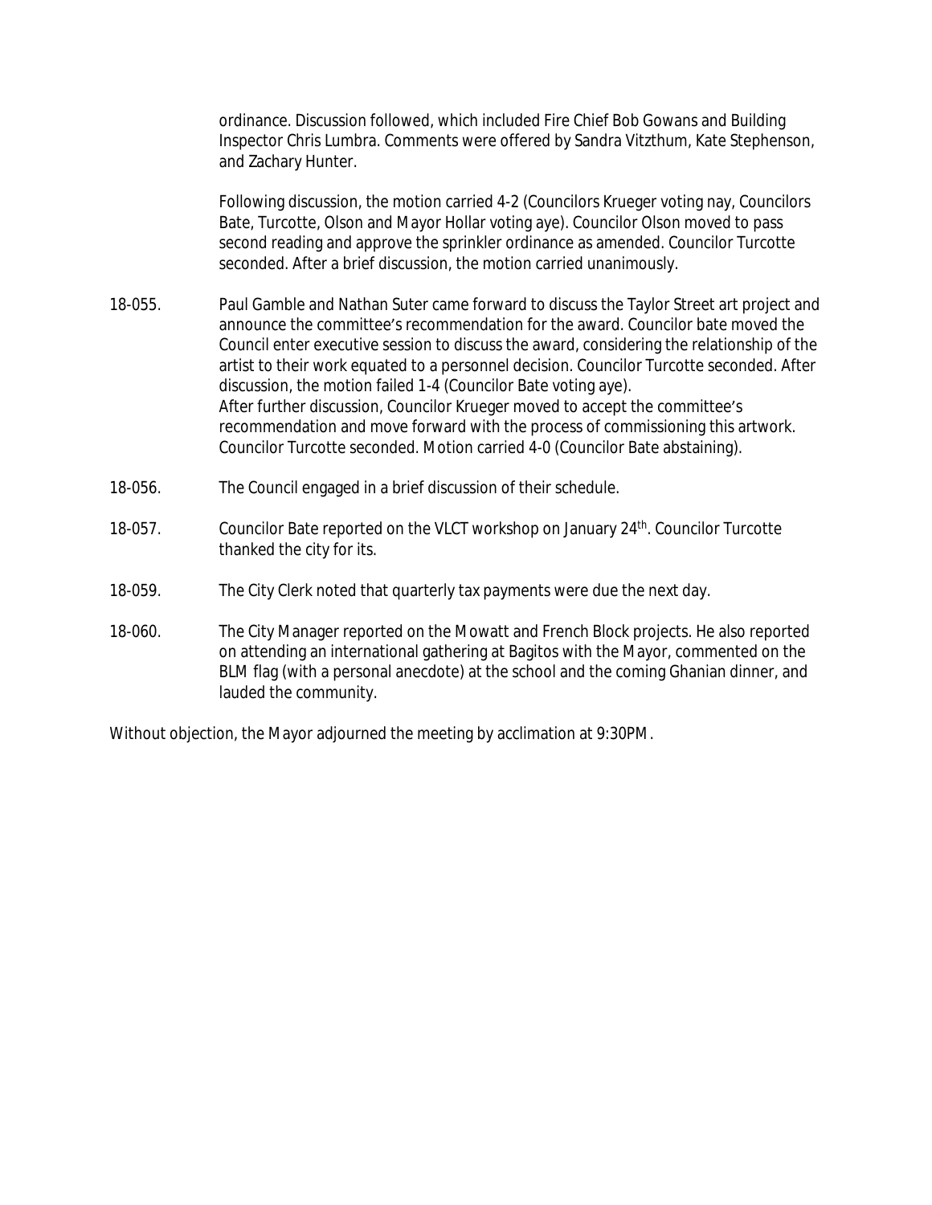ordinance. Discussion followed, which included Fire Chief Bob Gowans and Building Inspector Chris Lumbra. Comments were offered by Sandra Vitzthum, Kate Stephenson, and Zachary Hunter.

Following discussion, the motion carried 4-2 (Councilors Krueger voting nay, Councilors Bate, Turcotte, Olson and Mayor Hollar voting aye). Councilor Olson moved to pass second reading and approve the sprinkler ordinance as amended. Councilor Turcotte seconded. After a brief discussion, the motion carried unanimously.

18-055. Paul Gamble and Nathan Suter came forward to discuss the Taylor Street art project and announce the committee's recommendation for the award. Councilor bate moved the Council enter executive session to discuss the award, considering the relationship of the artist to their work equated to a personnel decision. Councilor Turcotte seconded. After discussion, the motion failed 1-4 (Councilor Bate voting aye).
After further discussion, Councilor Krueger moved to accept the committee's recommendation and move forward with the process of commissioning this artwork. Councilor Turcotte seconded. Motion carried 4-0 (Councilor Bate abstaining).

18-056. The Council engaged in a brief discussion of their schedule.

18-057. Councilor Bate reported on the VLCT workshop on January 24th. Councilor Turcotte thanked the city for its.

18-059. The City Clerk noted that quarterly tax payments were due the next day.

18-060. The City Manager reported on the Mowatt and French Block projects. He also reported on attending an international gathering at Bagitos with the Mayor, commented on the BLM flag (with a personal anecdote) at the school and the coming Ghanian dinner, and lauded the community.

Without objection, the Mayor adjourned the meeting by acclimation at 9:30PM.